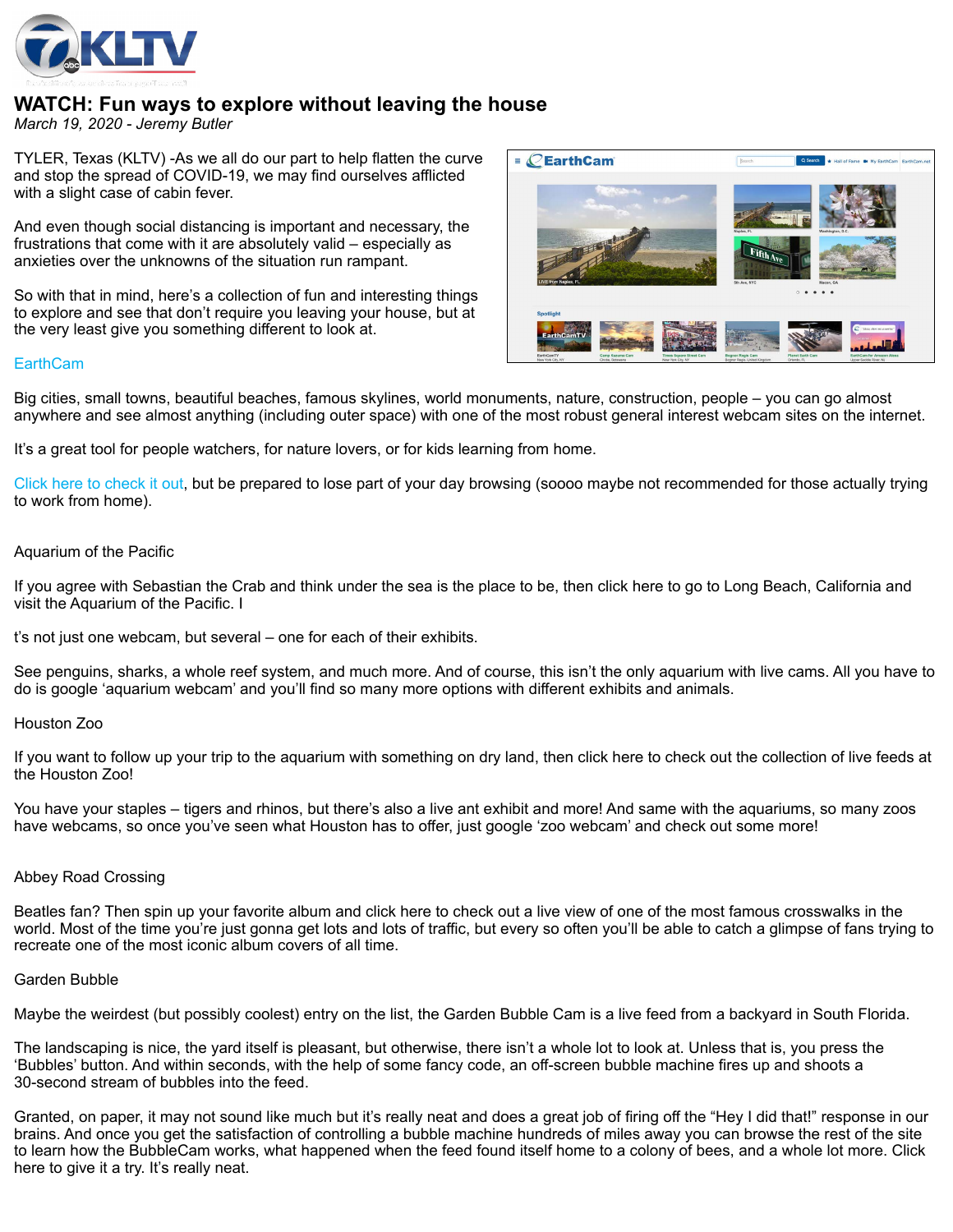# WATCH: Fun ways to explore without leaving the house

*March 19, 2020 - Jeremy Butler*

TYLER, Texas (KLTV) -As we all do our part to help flatten the curve and stop the spread of COVID-19, we may find ourselves afflicted with a slight case of cabin fever.

And even though social distancing is important and necessary, the frustrations that come with it are absolutely valid – especially as anxieties over the unknowns of the situation run rampant.

So with that in mind, here's a collection of fun and interesting things to explore and see that don't require you leaving your house, but at the very least give you something different to look at.

EarthCam

Big cities, small towns, beautiful beaches, famous skylines, world monuments, nature, construction, people – you can go almost anywhere and see almost anything (including outer space) with one of the most robust general interest webcam sites on the internet.

It's a great tool for people watchers, for nature lovers, or for kids learning from home.

Click here to check it out, but be prepared to lose part of your day browsing (soooo maybe not recommended for those actually trying to work from home).

Aquarium of the Pacific

If you agree with Sebastian the Crab and think under the sea is the place to be, then click here to go to Long Beach, California and visit the Aquarium of the Pacific. I

t's not just one webcam, but several – one for each of their exhibits.

See penguins, sharks, a whole reef system, and much more. And of course, this isn't the only aquarium with live cams. All you have to do is google 'aquarium webcam' and you'll find so many more options with different exhibits and animals.

Houston Zoo

If you want to follow up your trip to the aquarium with something on dry land, then click here to check out the collection of live feeds at the Houston Zoo!

You have your staples – tigers and rhinos, but there's also a live ant exhibit and more! And same with the aquariums, so many zoos have webcams, so once you've seen what Houston has to offer, just google 'zoo webcam' and check out some more!

Abbey Road Crossing

Beatles fan? Then spin up your favorite album and click here to check out a live view of one of the most famous crosswalks in the world. Most of the time you're just gonna get lots and lots of traffic, but every so often you'll be able to catch a glimpse of fans trying to recreate one of the most iconic album covers of all time.

Garden Bubble

Maybe the weirdest (but possibly coolest) entry on the list, the Garden Bubble Cam is a live feed from a backyard in South Florida.

The landscaping is nice, the yard itself is pleasant, but otherwise, there isn't a whole lot to look at. Unless that is, you press the 'Bubbles' button. And within seconds, with the help of some fancy code, an off-screen bubble machine fires up and shoots a 30-second stream of bubbles into the feed.

Granted, on paper, it may not sound like much but it's really neat and does a great job of firing off the "Hey I did that!" response in our brains. And once you get the satisfaction of controlling a bubble machine hundreds of miles away you can browse the rest of the site to learn how the BubbleCam works, what happened when the feed found itself home to a colony of bees, and a whole lot more. Click here to give it a try. It's really neat.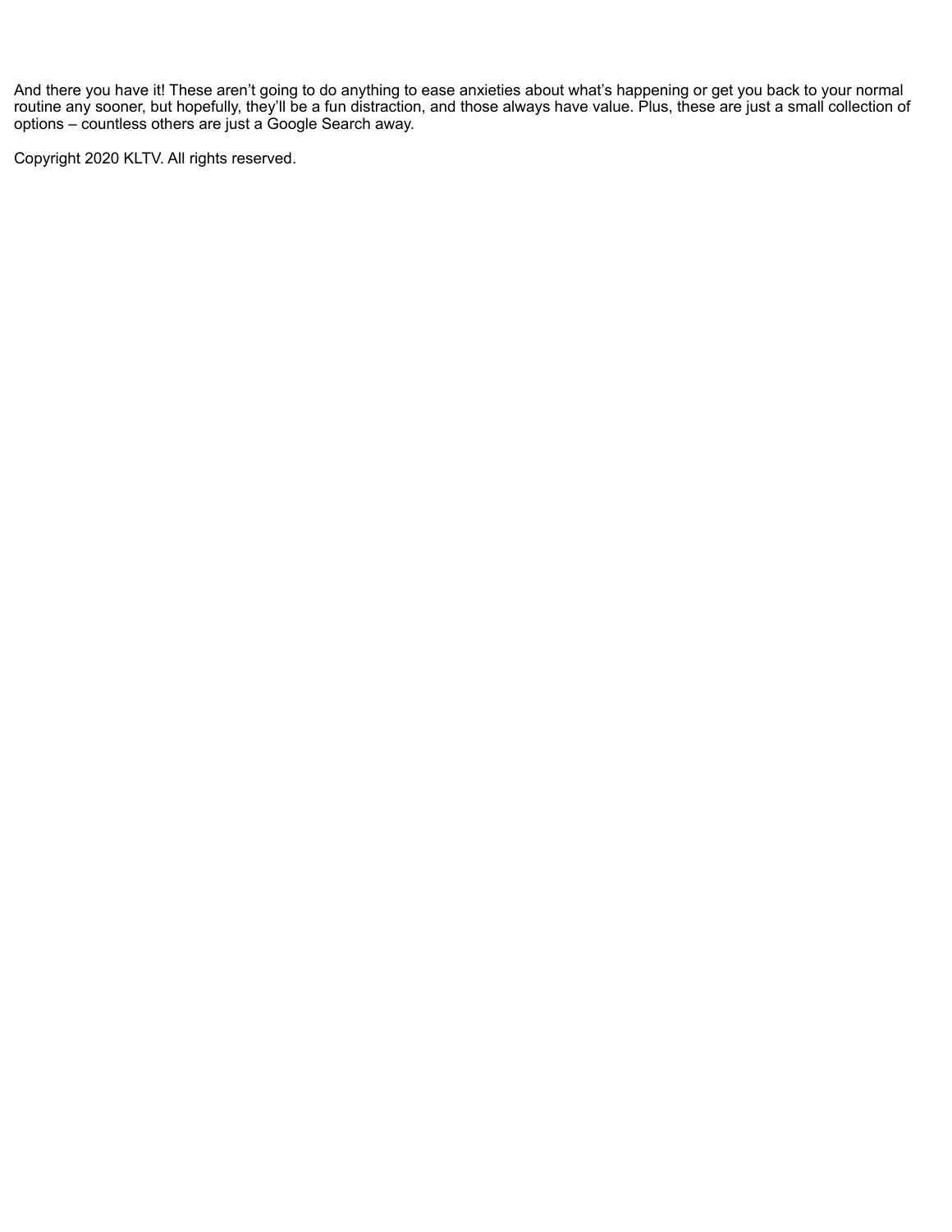And there you have it! These aren't going to do anything to ease anxieties about what's happening or get you back to your normal routine any sooner, but hopefully, they'll be a fun distraction, and those always have value. Plus, these are just a small collection of options – countless others are just a Google Search away.

Copyright 2020 KLTV. All rights reserved.